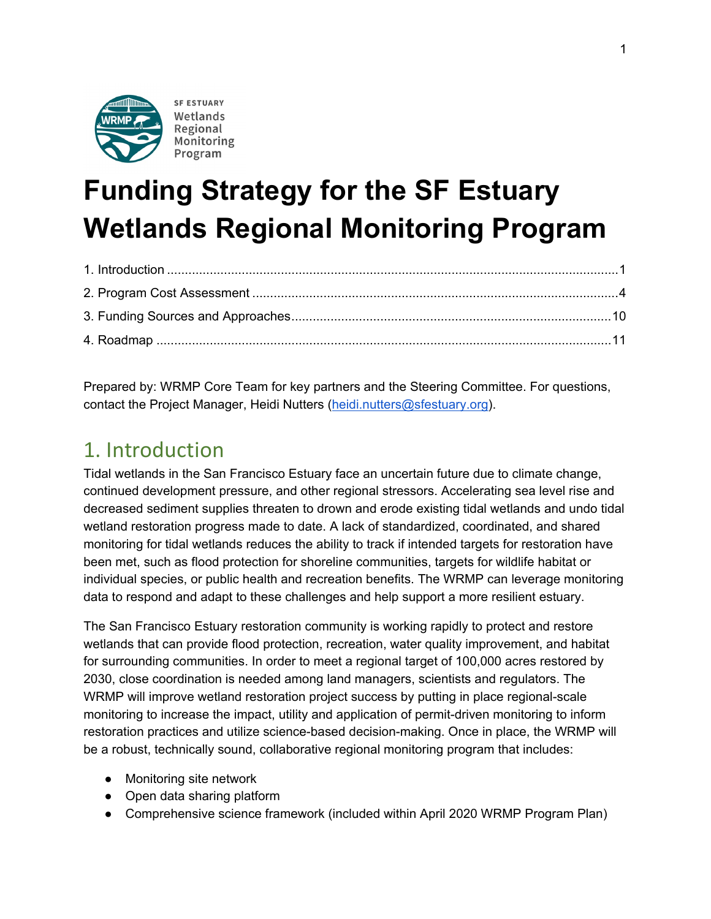SF ESTUARY
Wetlands
Regional
Monitoring
Program

# Funding Strategy for the SF Estuary Wetlands Regional Monitoring Program

1. Introduction ..... 1
2. Program Cost Assessment ..... 4
3. Funding Sources and Approaches ..... 10
4. Roadmap ..... 11

Prepared by: WRMP Core Team for key partners and the Steering Committee. For questions, contact the Project Manager, Heidi Nutters (heidi.nutters@sfestuary.org).

## 1. Introduction

Tidal wetlands in the San Francisco Estuary face an uncertain future due to climate change, continued development pressure, and other regional stressors. Accelerating sea level rise and decreased sediment supplies threaten to drown and erode existing tidal wetlands and undo tidal wetland restoration progress made to date. A lack of standardized, coordinated, and shared monitoring for tidal wetlands reduces the ability to track if intended targets for restoration have been met, such as flood protection for shoreline communities, targets for wildlife habitat or individual species, or public health and recreation benefits. The WRMP can leverage monitoring data to respond and adapt to these challenges and help support a more resilient estuary.

The San Francisco Estuary restoration community is working rapidly to protect and restore wetlands that can provide flood protection, recreation, water quality improvement, and habitat for surrounding communities. In order to meet a regional target of 100,000 acres restored by 2030, close coordination is needed among land managers, scientists and regulators. The WRMP will improve wetland restoration project success by putting in place regional-scale monitoring to increase the impact, utility and application of permit-driven monitoring to inform restoration practices and utilize science-based decision-making. Once in place, the WRMP will be a robust, technically sound, collaborative regional monitoring program that includes:

- Monitoring site network
- Open data sharing platform
- Comprehensive science framework (included within April 2020 WRMP Program Plan)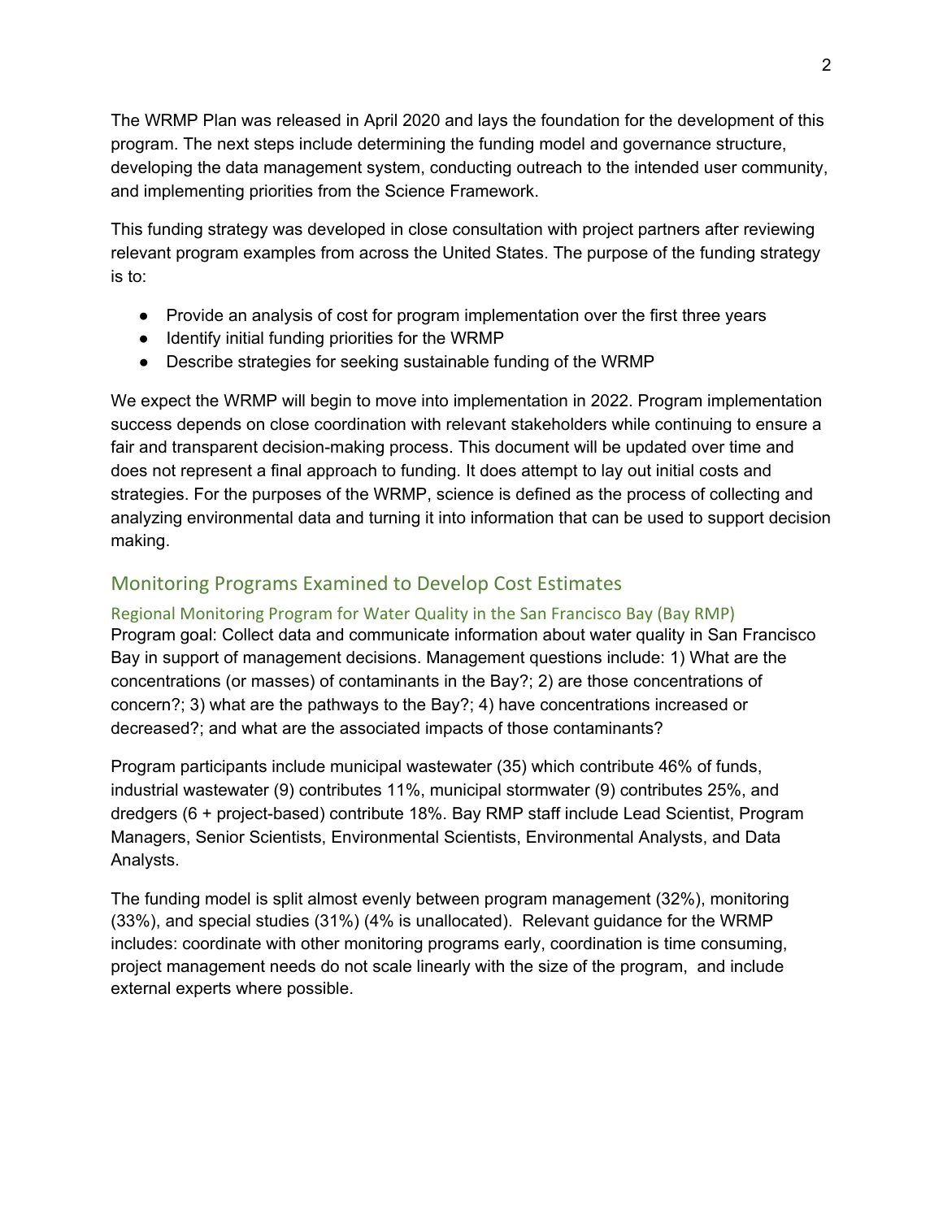The WRMP Plan was released in April 2020 and lays the foundation for the development of this program. The next steps include determining the funding model and governance structure, developing the data management system, conducting outreach to the intended user community, and implementing priorities from the Science Framework.

This funding strategy was developed in close consultation with project partners after reviewing relevant program examples from across the United States. The purpose of the funding strategy is to:

- Provide an analysis of cost for program implementation over the first three years
- Identify initial funding priorities for the WRMP
- Describe strategies for seeking sustainable funding of the WRMP

We expect the WRMP will begin to move into implementation in 2022. Program implementation success depends on close coordination with relevant stakeholders while continuing to ensure a fair and transparent decision-making process. This document will be updated over time and does not represent a final approach to funding. It does attempt to lay out initial costs and strategies. For the purposes of the WRMP, science is defined as the process of collecting and analyzing environmental data and turning it into information that can be used to support decision making.

## Monitoring Programs Examined to Develop Cost Estimates

### Regional Monitoring Program for Water Quality in the San Francisco Bay (Bay RMP)

Program goal: Collect data and communicate information about water quality in San Francisco Bay in support of management decisions. Management questions include: 1) What are the concentrations (or masses) of contaminants in the Bay?; 2) are those concentrations of concern?; 3) what are the pathways to the Bay?; 4) have concentrations increased or decreased?; and what are the associated impacts of those contaminants?

Program participants include municipal wastewater (35) which contribute 46% of funds, industrial wastewater (9) contributes 11%, municipal stormwater (9) contributes 25%, and dredgers (6 + project-based) contribute 18%. Bay RMP staff include Lead Scientist, Program Managers, Senior Scientists, Environmental Scientists, Environmental Analysts, and Data Analysts.

The funding model is split almost evenly between program management (32%), monitoring (33%), and special studies (31%) (4% is unallocated). Relevant guidance for the WRMP includes: coordinate with other monitoring programs early, coordination is time consuming, project management needs do not scale linearly with the size of the program, and include external experts where possible.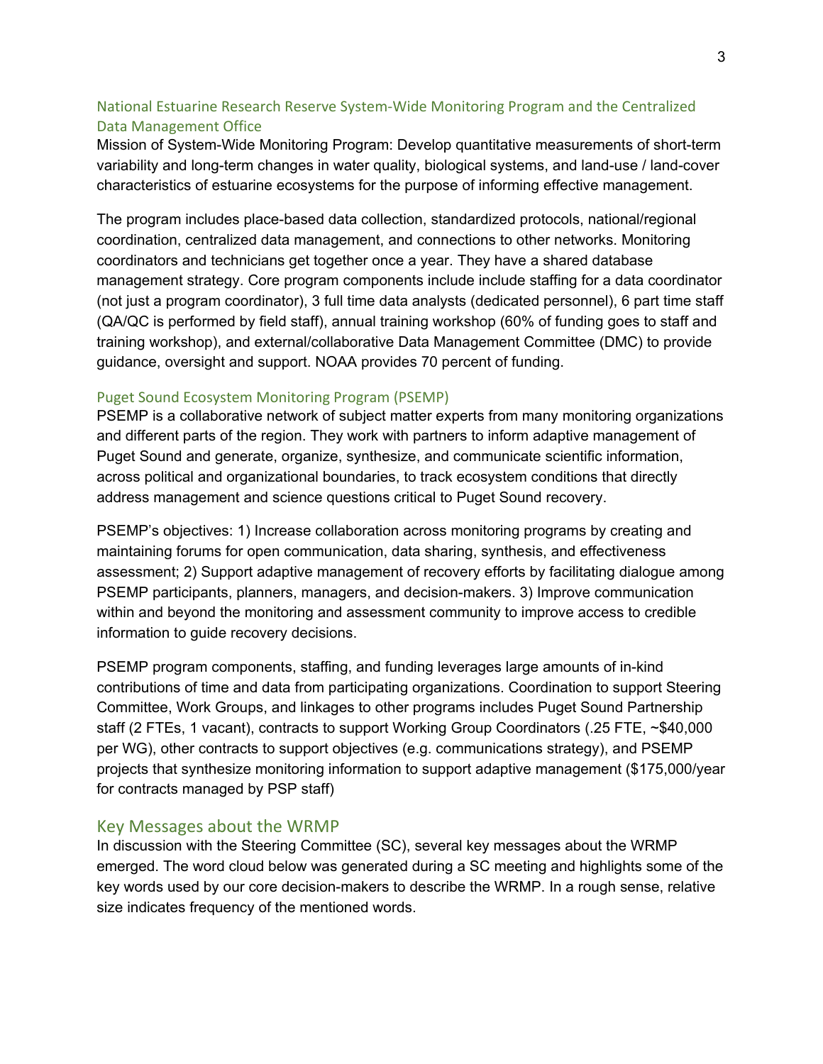### National Estuarine Research Reserve System-Wide Monitoring Program and the Centralized Data Management Office

Mission of System-Wide Monitoring Program: Develop quantitative measurements of short-term variability and long-term changes in water quality, biological systems, and land-use / land-cover characteristics of estuarine ecosystems for the purpose of informing effective management.

The program includes place-based data collection, standardized protocols, national/regional coordination, centralized data management, and connections to other networks. Monitoring coordinators and technicians get together once a year. They have a shared database management strategy. Core program components include include staffing for a data coordinator (not just a program coordinator), 3 full time data analysts (dedicated personnel), 6 part time staff (QA/QC is performed by field staff), annual training workshop (60% of funding goes to staff and training workshop), and external/collaborative Data Management Committee (DMC) to provide guidance, oversight and support. NOAA provides 70 percent of funding.

### Puget Sound Ecosystem Monitoring Program (PSEMP)

PSEMP is a collaborative network of subject matter experts from many monitoring organizations and different parts of the region. They work with partners to inform adaptive management of Puget Sound and generate, organize, synthesize, and communicate scientific information, across political and organizational boundaries, to track ecosystem conditions that directly address management and science questions critical to Puget Sound recovery.

PSEMP's objectives: 1) Increase collaboration across monitoring programs by creating and maintaining forums for open communication, data sharing, synthesis, and effectiveness assessment; 2) Support adaptive management of recovery efforts by facilitating dialogue among PSEMP participants, planners, managers, and decision-makers. 3) Improve communication within and beyond the monitoring and assessment community to improve access to credible information to guide recovery decisions.

PSEMP program components, staffing, and funding leverages large amounts of in-kind contributions of time and data from participating organizations. Coordination to support Steering Committee, Work Groups, and linkages to other programs includes Puget Sound Partnership staff (2 FTEs, 1 vacant), contracts to support Working Group Coordinators (.25 FTE, ~$40,000 per WG), other contracts to support objectives (e.g. communications strategy), and PSEMP projects that synthesize monitoring information to support adaptive management ($175,000/year for contracts managed by PSP staff)

## Key Messages about the WRMP

In discussion with the Steering Committee (SC), several key messages about the WRMP emerged. The word cloud below was generated during a SC meeting and highlights some of the key words used by our core decision-makers to describe the WRMP. In a rough sense, relative size indicates frequency of the mentioned words.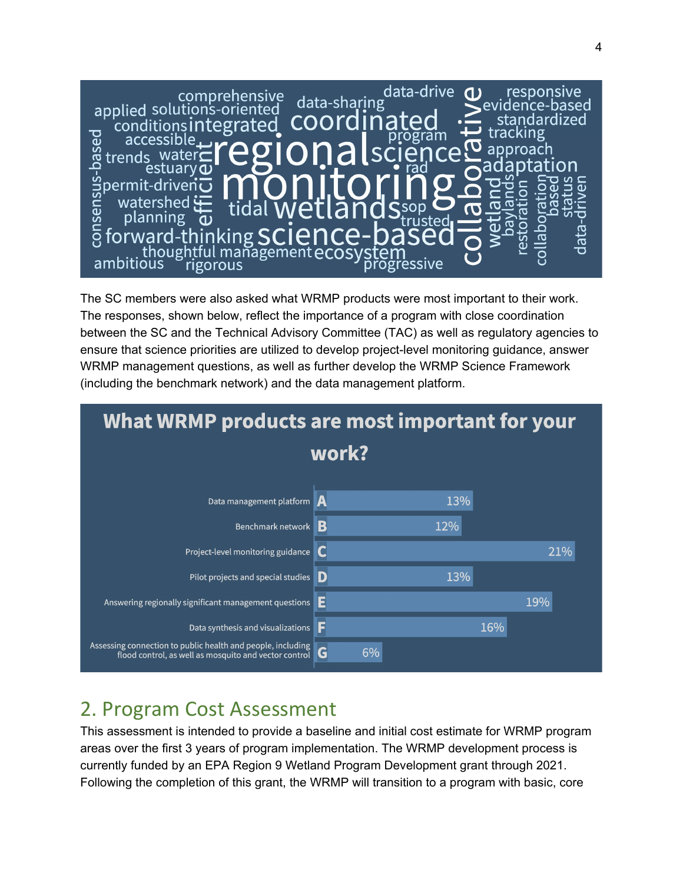The SC members were also asked what WRMP products were most important to their work. The responses, shown below, reflect the importance of a program with close coordination between the SC and the Technical Advisory Committee (TAC) as well as regulatory agencies to ensure that science priorities are utilized to develop project-level monitoring guidance, answer WRMP management questions, as well as further develop the WRMP Science Framework (including the benchmark network) and the data management platform.

**What WRMP products are most important for your work?**

| Product | | Percent |
| --- | --- | --- |
| Data management platform | A | 13% |
| Benchmark network | B | 12% |
| Project-level monitoring guidance | C | 21% |
| Pilot projects and special studies | D | 13% |
| Answering regionally significant management questions | E | 19% |
| Data synthesis and visualizations | F | 16% |
| Assessing connection to public health and people, including flood control, as well as mosquito and vector control | G | 6% |

## 2. Program Cost Assessment

This assessment is intended to provide a baseline and initial cost estimate for WRMP program areas over the first 3 years of program implementation. The WRMP development process is currently funded by an EPA Region 9 Wetland Program Development grant through 2021. Following the completion of this grant, the WRMP will transition to a program with basic, core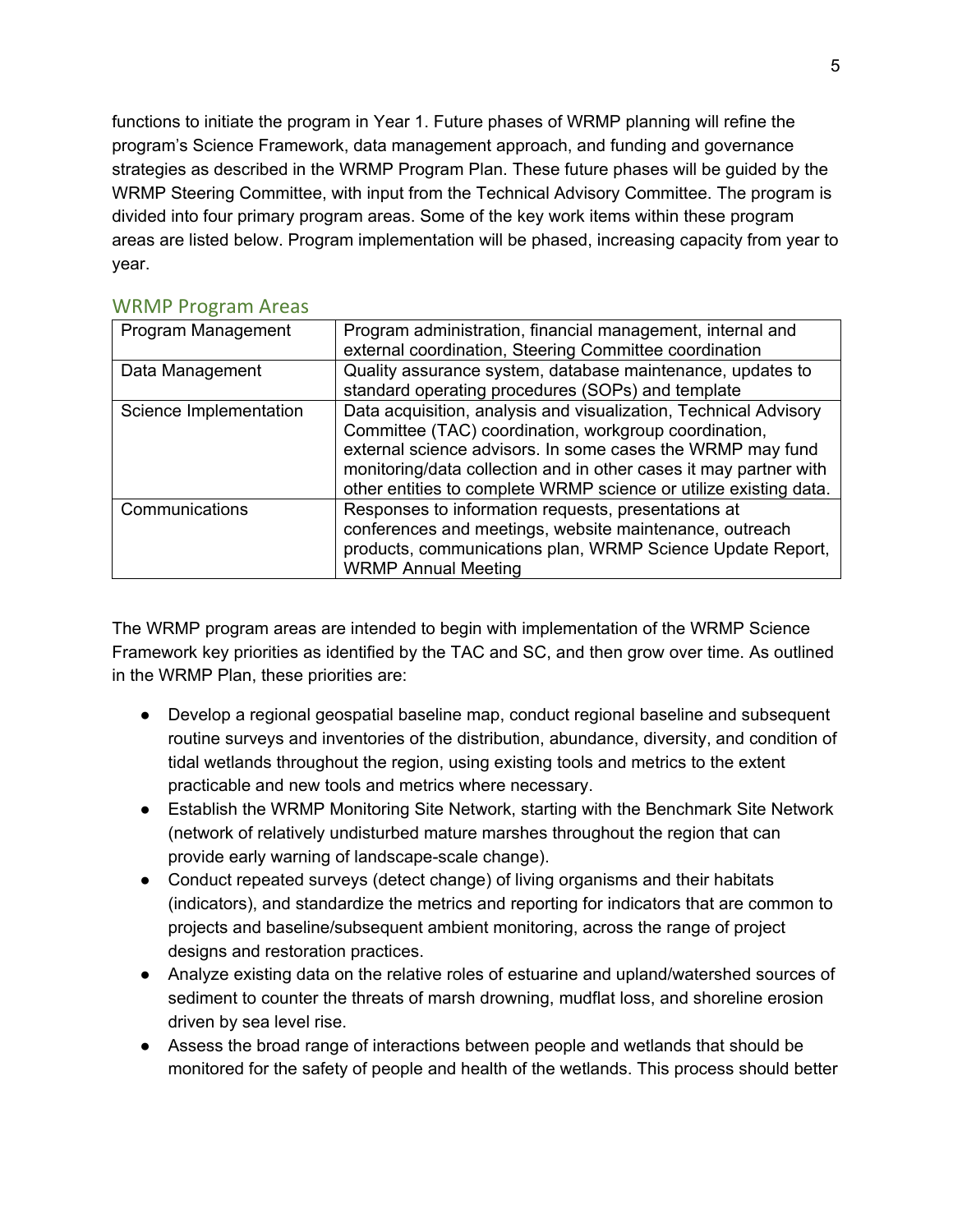functions to initiate the program in Year 1. Future phases of WRMP planning will refine the program's Science Framework, data management approach, and funding and governance strategies as described in the WRMP Program Plan. These future phases will be guided by the WRMP Steering Committee, with input from the Technical Advisory Committee. The program is divided into four primary program areas. Some of the key work items within these program areas are listed below. Program implementation will be phased, increasing capacity from year to year.

## WRMP Program Areas

| Program Management | Program administration, financial management, internal and external coordination, Steering Committee coordination |
|---|---|
| Data Management | Quality assurance system, database maintenance, updates to standard operating procedures (SOPs) and template |
| Science Implementation | Data acquisition, analysis and visualization, Technical Advisory Committee (TAC) coordination, workgroup coordination, external science advisors. In some cases the WRMP may fund monitoring/data collection and in other cases it may partner with other entities to complete WRMP science or utilize existing data. |
| Communications | Responses to information requests, presentations at conferences and meetings, website maintenance, outreach products, communications plan, WRMP Science Update Report, WRMP Annual Meeting |

The WRMP program areas are intended to begin with implementation of the WRMP Science Framework key priorities as identified by the TAC and SC, and then grow over time. As outlined in the WRMP Plan, these priorities are:

- Develop a regional geospatial baseline map, conduct regional baseline and subsequent routine surveys and inventories of the distribution, abundance, diversity, and condition of tidal wetlands throughout the region, using existing tools and metrics to the extent practicable and new tools and metrics where necessary.
- Establish the WRMP Monitoring Site Network, starting with the Benchmark Site Network (network of relatively undisturbed mature marshes throughout the region that can provide early warning of landscape-scale change).
- Conduct repeated surveys (detect change) of living organisms and their habitats (indicators), and standardize the metrics and reporting for indicators that are common to projects and baseline/subsequent ambient monitoring, across the range of project designs and restoration practices.
- Analyze existing data on the relative roles of estuarine and upland/watershed sources of sediment to counter the threats of marsh drowning, mudflat loss, and shoreline erosion driven by sea level rise.
- Assess the broad range of interactions between people and wetlands that should be monitored for the safety of people and health of the wetlands. This process should better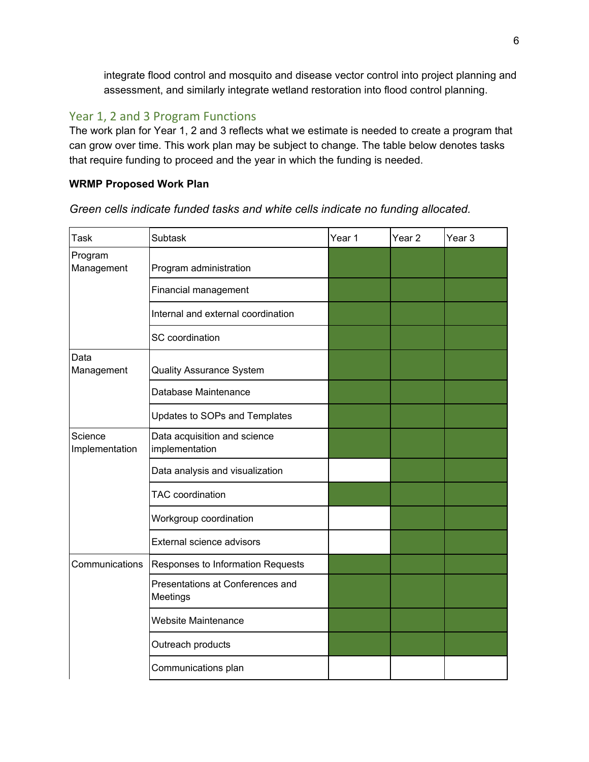integrate flood control and mosquito and disease vector control into project planning and assessment, and similarly integrate wetland restoration into flood control planning.

## Year 1, 2 and 3 Program Functions

The work plan for Year 1, 2 and 3 reflects what we estimate is needed to create a program that can grow over time. This work plan may be subject to change. The table below denotes tasks that require funding to proceed and the year in which the funding is needed.

**WRMP Proposed Work Plan**

*Green cells indicate funded tasks and white cells indicate no funding allocated.*

| Task | Subtask | Year 1 | Year 2 | Year 3 |
|---|---|---|---|---|
| Program Management | Program administration | Funded | Funded | Funded |
| | Financial management | Funded | Funded | Funded |
| | Internal and external coordination | Funded | Funded | Funded |
| | SC coordination | Funded | Funded | Funded |
| Data Management | Quality Assurance System | Funded | Funded | Funded |
| | Database Maintenance | Funded | Funded | Funded |
| | Updates to SOPs and Templates | Funded | Funded | Funded |
| Science Implementation | Data acquisition and science implementation | Funded | Funded | Funded |
| | Data analysis and visualization | | Funded | Funded |
| | TAC coordination | Funded | Funded | Funded |
| | Workgroup coordination | | Funded | Funded |
| | External science advisors | | Funded | Funded |
| Communications | Responses to Information Requests | Funded | Funded | Funded |
| | Presentations at Conferences and Meetings | Funded | Funded | Funded |
| | Website Maintenance | Funded | Funded | Funded |
| | Outreach products | Funded | Funded | Funded |
| | Communications plan | | | |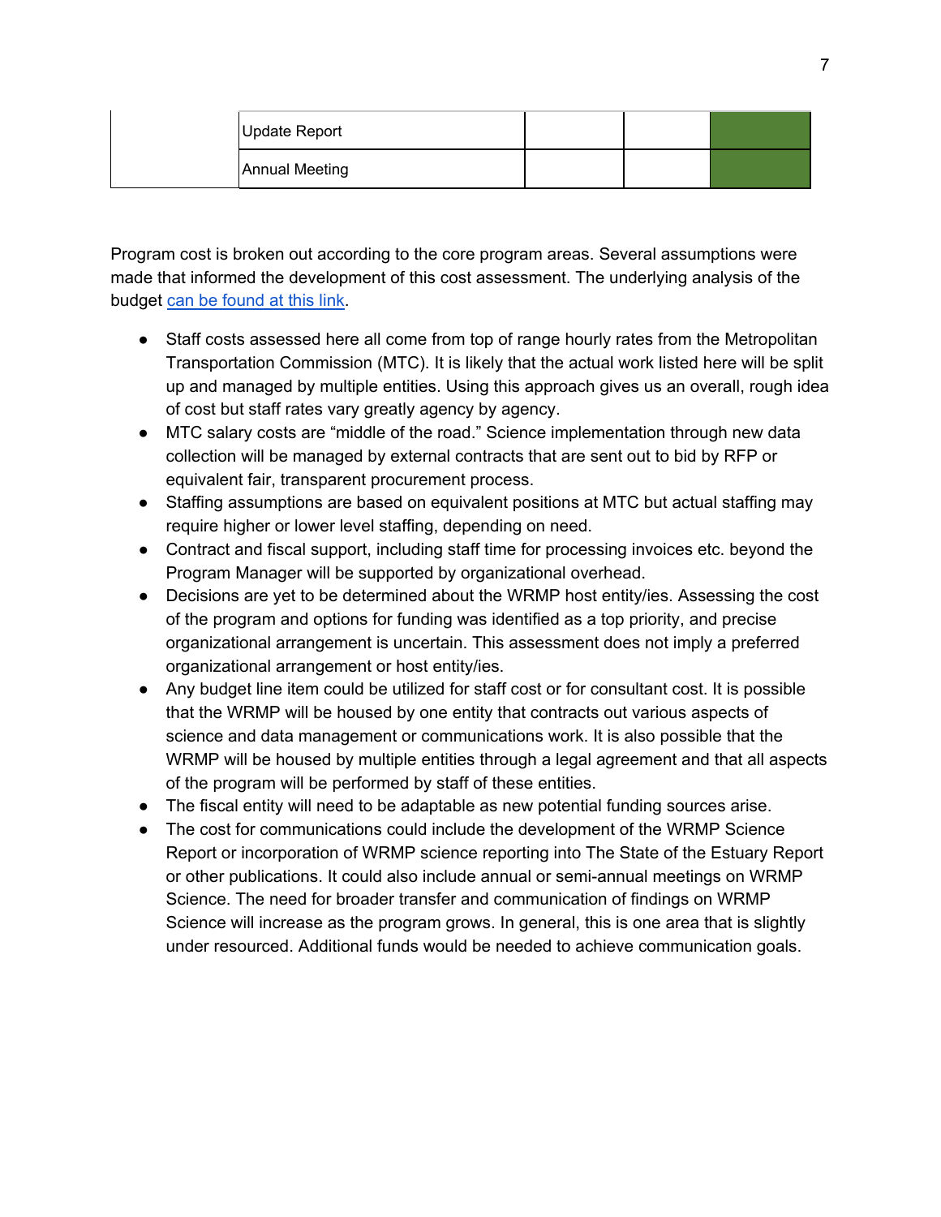| | | | | |
|---|---|---|---|---|
| | Update Report | | | |
| | Annual Meeting | | | |

Program cost is broken out according to the core program areas. Several assumptions were made that informed the development of this cost assessment. The underlying analysis of the budget [can be found at this link](#).

- Staff costs assessed here all come from top of range hourly rates from the Metropolitan Transportation Commission (MTC). It is likely that the actual work listed here will be split up and managed by multiple entities. Using this approach gives us an overall, rough idea of cost but staff rates vary greatly agency by agency.
- MTC salary costs are "middle of the road." Science implementation through new data collection will be managed by external contracts that are sent out to bid by RFP or equivalent fair, transparent procurement process.
- Staffing assumptions are based on equivalent positions at MTC but actual staffing may require higher or lower level staffing, depending on need.
- Contract and fiscal support, including staff time for processing invoices etc. beyond the Program Manager will be supported by organizational overhead.
- Decisions are yet to be determined about the WRMP host entity/ies. Assessing the cost of the program and options for funding was identified as a top priority, and precise organizational arrangement is uncertain. This assessment does not imply a preferred organizational arrangement or host entity/ies.
- Any budget line item could be utilized for staff cost or for consultant cost. It is possible that the WRMP will be housed by one entity that contracts out various aspects of science and data management or communications work. It is also possible that the WRMP will be housed by multiple entities through a legal agreement and that all aspects of the program will be performed by staff of these entities.
- The fiscal entity will need to be adaptable as new potential funding sources arise.
- The cost for communications could include the development of the WRMP Science Report or incorporation of WRMP science reporting into The State of the Estuary Report or other publications. It could also include annual or semi-annual meetings on WRMP Science. The need for broader transfer and communication of findings on WRMP Science will increase as the program grows. In general, this is one area that is slightly under resourced. Additional funds would be needed to achieve communication goals.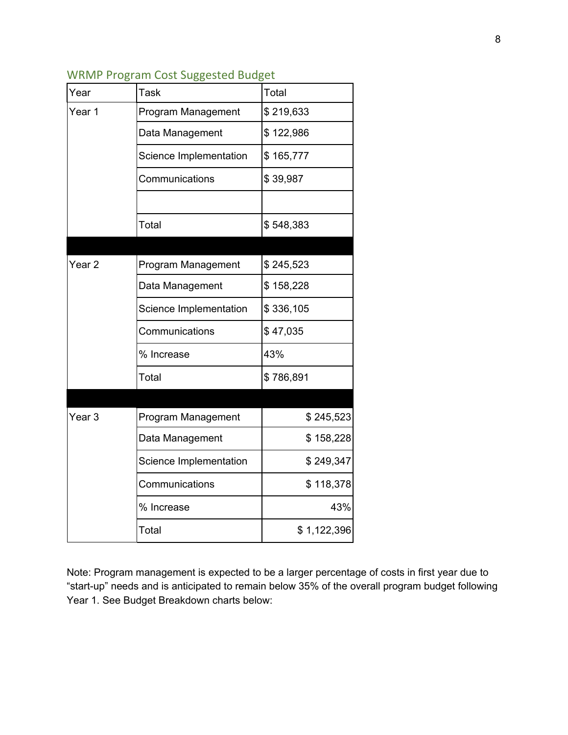### WRMP Program Cost Suggested Budget

| Year | Task | Total |
|---|---|---|
| Year 1 | Program Management | $ 219,633 |
| | Data Management | $ 122,986 |
| | Science Implementation | $ 165,777 |
| | Communications | $ 39,987 |
| | | |
| | Total | $ 548,383 |
| | | |
| Year 2 | Program Management | $ 245,523 |
| | Data Management | $ 158,228 |
| | Science Implementation | $ 336,105 |
| | Communications | $ 47,035 |
| | % Increase | 43% |
| | Total | $ 786,891 |
| | | |
| Year 3 | Program Management | $ 245,523 |
| | Data Management | $ 158,228 |
| | Science Implementation | $ 249,347 |
| | Communications | $ 118,378 |
| | % Increase | 43% |
| | Total | $ 1,122,396 |

Note: Program management is expected to be a larger percentage of costs in first year due to "start-up" needs and is anticipated to remain below 35% of the overall program budget following Year 1. See Budget Breakdown charts below: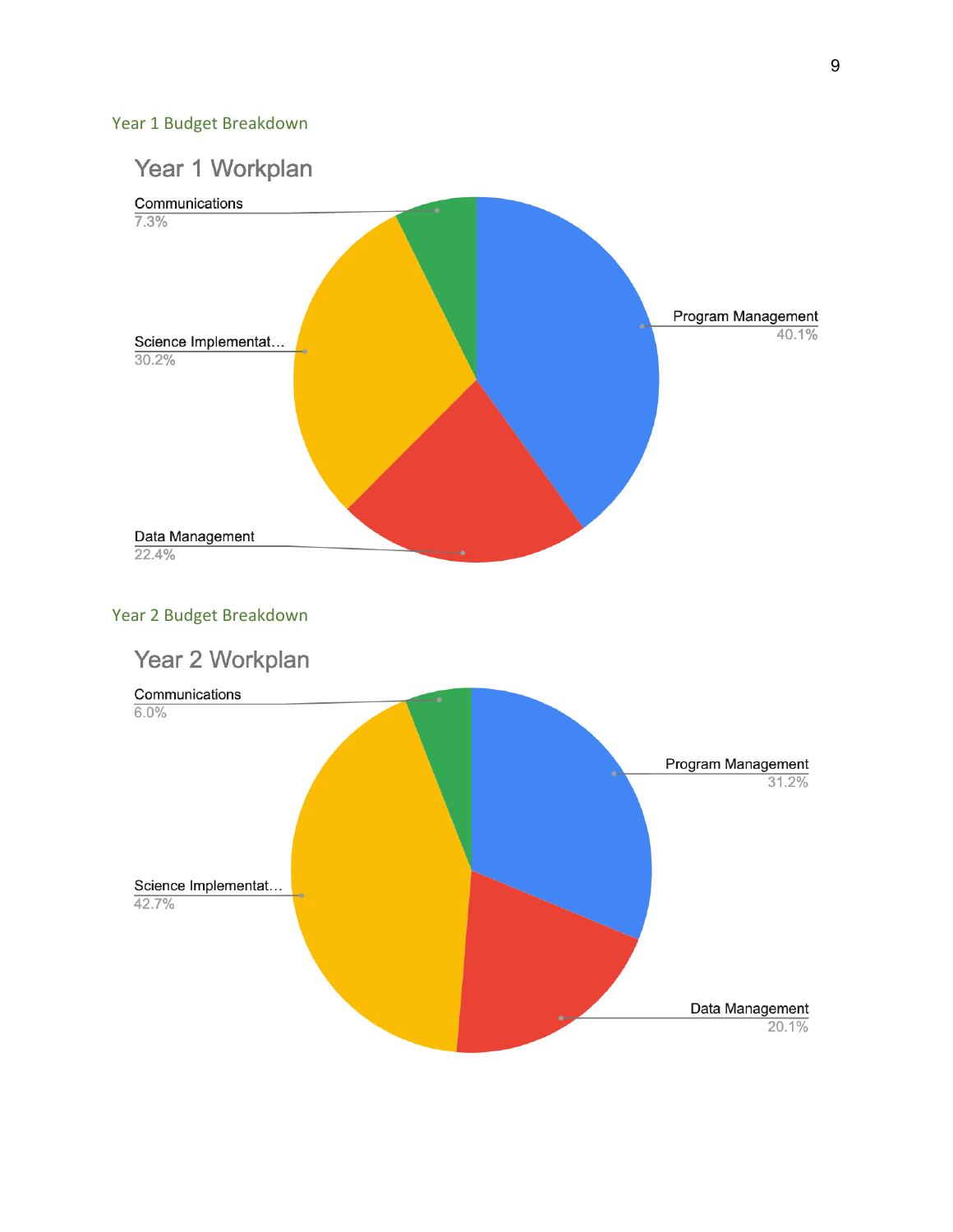### Year 1 Budget Breakdown

Year 1 Workplan

| Category | Percentage |
|---|---|
| Program Management | 40.1% |
| Science Implementat… | 30.2% |
| Data Management | 22.4% |
| Communications | 7.3% |

### Year 2 Budget Breakdown

Year 2 Workplan

| Category | Percentage |
|---|---|
| Science Implementat… | 42.7% |
| Program Management | 31.2% |
| Data Management | 20.1% |
| Communications | 6.0% |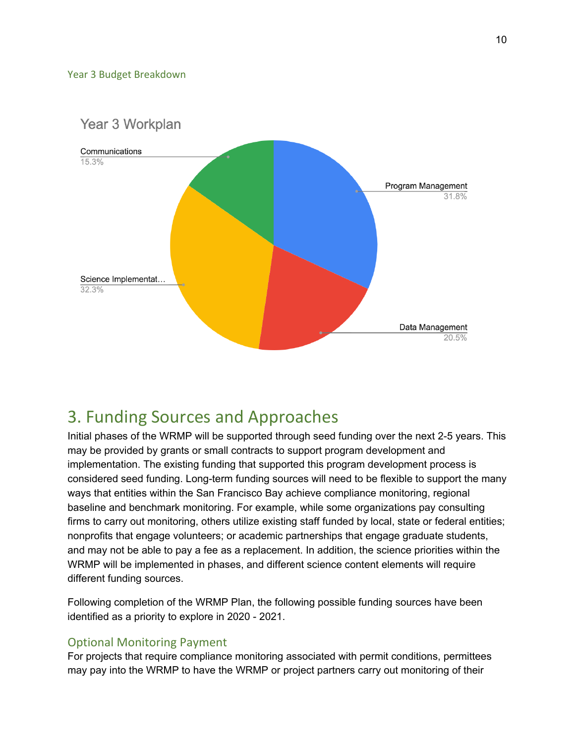### Year 3 Budget Breakdown

Year 3 Workplan

| Category | Percentage |
| --- | --- |
| Program Management | 31.8% |
| Data Management | 20.5% |
| Science Implementat… | 32.3% |
| Communications | 15.3% |

## 3. Funding Sources and Approaches

Initial phases of the WRMP will be supported through seed funding over the next 2-5 years. This may be provided by grants or small contracts to support program development and implementation. The existing funding that supported this program development process is considered seed funding. Long-term funding sources will need to be flexible to support the many ways that entities within the San Francisco Bay achieve compliance monitoring, regional baseline and benchmark monitoring. For example, while some organizations pay consulting firms to carry out monitoring, others utilize existing staff funded by local, state or federal entities; nonprofits that engage volunteers; or academic partnerships that engage graduate students, and may not be able to pay a fee as a replacement. In addition, the science priorities within the WRMP will be implemented in phases, and different science content elements will require different funding sources.

Following completion of the WRMP Plan, the following possible funding sources have been identified as a priority to explore in 2020 - 2021.

### Optional Monitoring Payment

For projects that require compliance monitoring associated with permit conditions, permittees may pay into the WRMP to have the WRMP or project partners carry out monitoring of their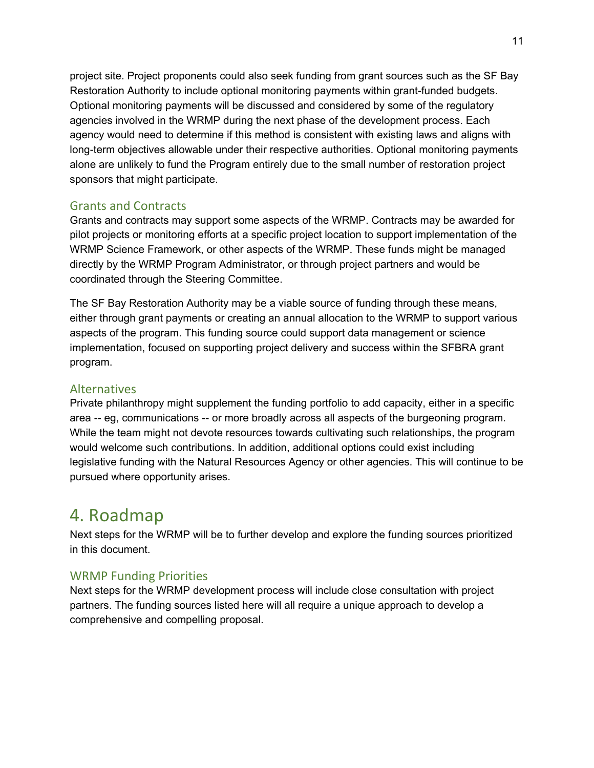project site. Project proponents could also seek funding from grant sources such as the SF Bay Restoration Authority to include optional monitoring payments within grant-funded budgets. Optional monitoring payments will be discussed and considered by some of the regulatory agencies involved in the WRMP during the next phase of the development process. Each agency would need to determine if this method is consistent with existing laws and aligns with long-term objectives allowable under their respective authorities. Optional monitoring payments alone are unlikely to fund the Program entirely due to the small number of restoration project sponsors that might participate.

### Grants and Contracts

Grants and contracts may support some aspects of the WRMP. Contracts may be awarded for pilot projects or monitoring efforts at a specific project location to support implementation of the WRMP Science Framework, or other aspects of the WRMP. These funds might be managed directly by the WRMP Program Administrator, or through project partners and would be coordinated through the Steering Committee.

The SF Bay Restoration Authority may be a viable source of funding through these means, either through grant payments or creating an annual allocation to the WRMP to support various aspects of the program. This funding source could support data management or science implementation, focused on supporting project delivery and success within the SFBRA grant program.

### Alternatives

Private philanthropy might supplement the funding portfolio to add capacity, either in a specific area -- eg, communications -- or more broadly across all aspects of the burgeoning program. While the team might not devote resources towards cultivating such relationships, the program would welcome such contributions. In addition, additional options could exist including legislative funding with the Natural Resources Agency or other agencies. This will continue to be pursued where opportunity arises.

## 4. Roadmap

Next steps for the WRMP will be to further develop and explore the funding sources prioritized in this document.

### WRMP Funding Priorities

Next steps for the WRMP development process will include close consultation with project partners. The funding sources listed here will all require a unique approach to develop a comprehensive and compelling proposal.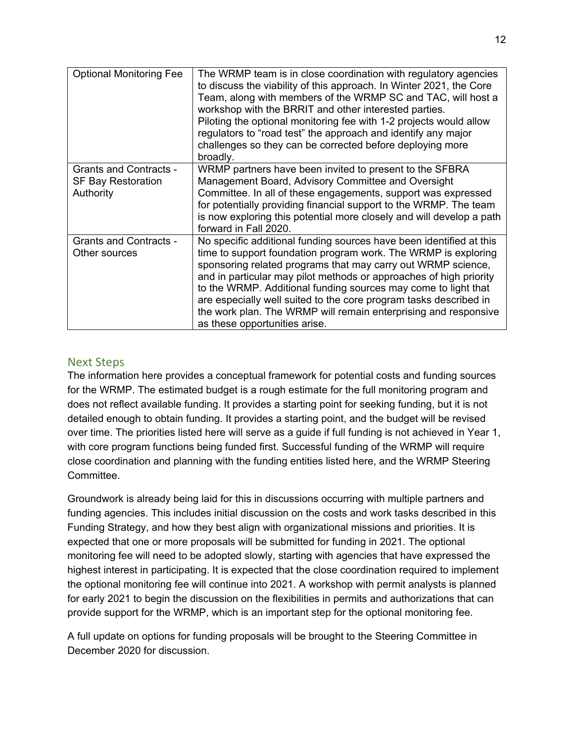| | |
|---|---|
| Optional Monitoring Fee | The WRMP team is in close coordination with regulatory agencies to discuss the viability of this approach. In Winter 2021, the Core Team, along with members of the WRMP SC and TAC, will host a workshop with the BRRIT and other interested parties. Piloting the optional monitoring fee with 1-2 projects would allow regulators to "road test" the approach and identify any major challenges so they can be corrected before deploying more broadly. |
| Grants and Contracts - SF Bay Restoration Authority | WRMP partners have been invited to present to the SFBRA Management Board, Advisory Committee and Oversight Committee. In all of these engagements, support was expressed for potentially providing financial support to the WRMP. The team is now exploring this potential more closely and will develop a path forward in Fall 2020. |
| Grants and Contracts - Other sources | No specific additional funding sources have been identified at this time to support foundation program work. The WRMP is exploring sponsoring related programs that may carry out WRMP science, and in particular may pilot methods or approaches of high priority to the WRMP. Additional funding sources may come to light that are especially well suited to the core program tasks described in the work plan. The WRMP will remain enterprising and responsive as these opportunities arise. |

## Next Steps

The information here provides a conceptual framework for potential costs and funding sources for the WRMP. The estimated budget is a rough estimate for the full monitoring program and does not reflect available funding. It provides a starting point for seeking funding, but it is not detailed enough to obtain funding. It provides a starting point, and the budget will be revised over time. The priorities listed here will serve as a guide if full funding is not achieved in Year 1, with core program functions being funded first. Successful funding of the WRMP will require close coordination and planning with the funding entities listed here, and the WRMP Steering Committee.

Groundwork is already being laid for this in discussions occurring with multiple partners and funding agencies. This includes initial discussion on the costs and work tasks described in this Funding Strategy, and how they best align with organizational missions and priorities. It is expected that one or more proposals will be submitted for funding in 2021. The optional monitoring fee will need to be adopted slowly, starting with agencies that have expressed the highest interest in participating. It is expected that the close coordination required to implement the optional monitoring fee will continue into 2021. A workshop with permit analysts is planned for early 2021 to begin the discussion on the flexibilities in permits and authorizations that can provide support for the WRMP, which is an important step for the optional monitoring fee.

A full update on options for funding proposals will be brought to the Steering Committee in December 2020 for discussion.